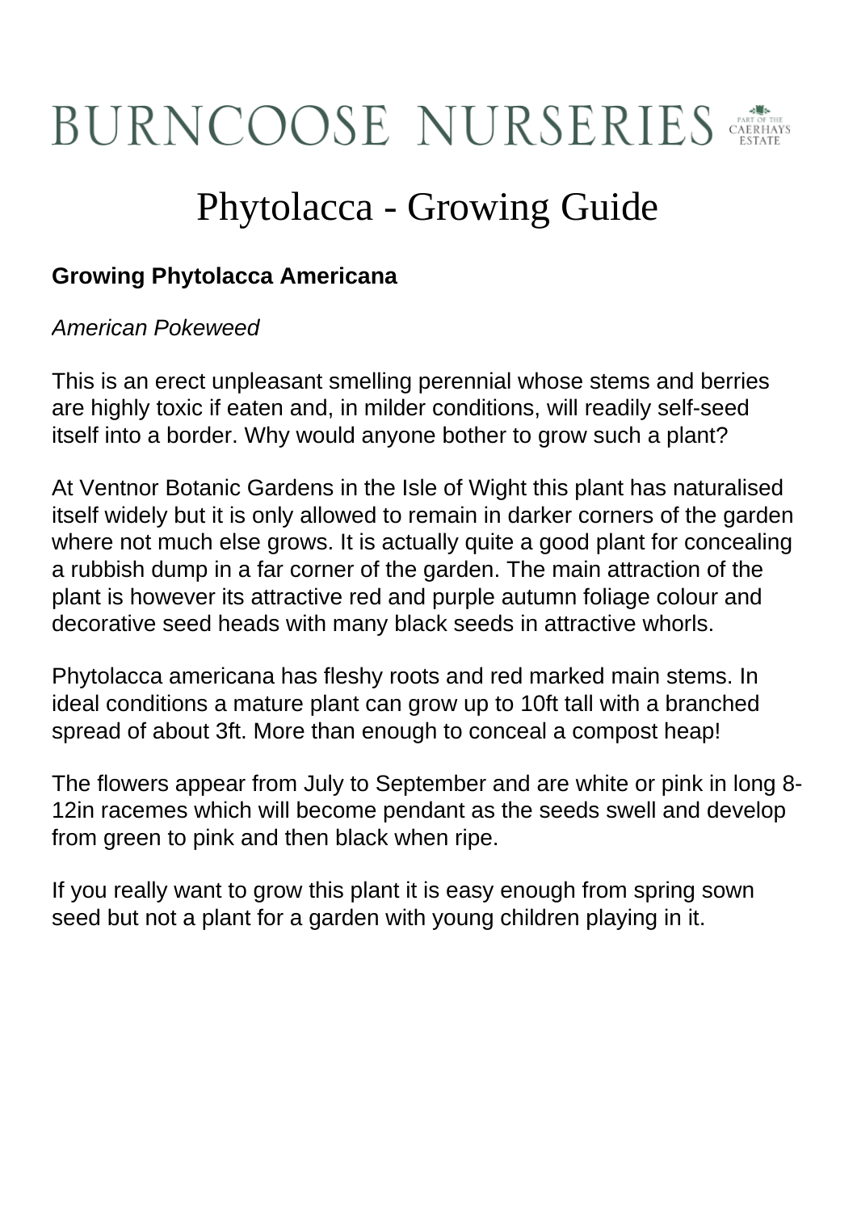# BURNCOOSE NURSERIES

PART OF THE CAERHAYS ESTATE

# Phytolacca - Growing Guide

**Growing Phytolacca Americana**

*American Pokeweed*

This is an erect unpleasant smelling perennial whose stems and berries are highly toxic if eaten and, in milder conditions, will readily self-seed itself into a border. Why would anyone bother to grow such a plant?

At Ventnor Botanic Gardens in the Isle of Wight this plant has naturalised itself widely but it is only allowed to remain in darker corners of the garden where not much else grows. It is actually quite a good plant for concealing a rubbish dump in a far corner of the garden. The main attraction of the plant is however its attractive red and purple autumn foliage colour and decorative seed heads with many black seeds in attractive whorls.

Phytolacca americana has fleshy roots and red marked main stems. In ideal conditions a mature plant can grow up to 10ft tall with a branched spread of about 3ft. More than enough to conceal a compost heap!

The flowers appear from July to September and are white or pink in long 8-12in racemes which will become pendant as the seeds swell and develop from green to pink and then black when ripe.

If you really want to grow this plant it is easy enough from spring sown seed but not a plant for a garden with young children playing in it.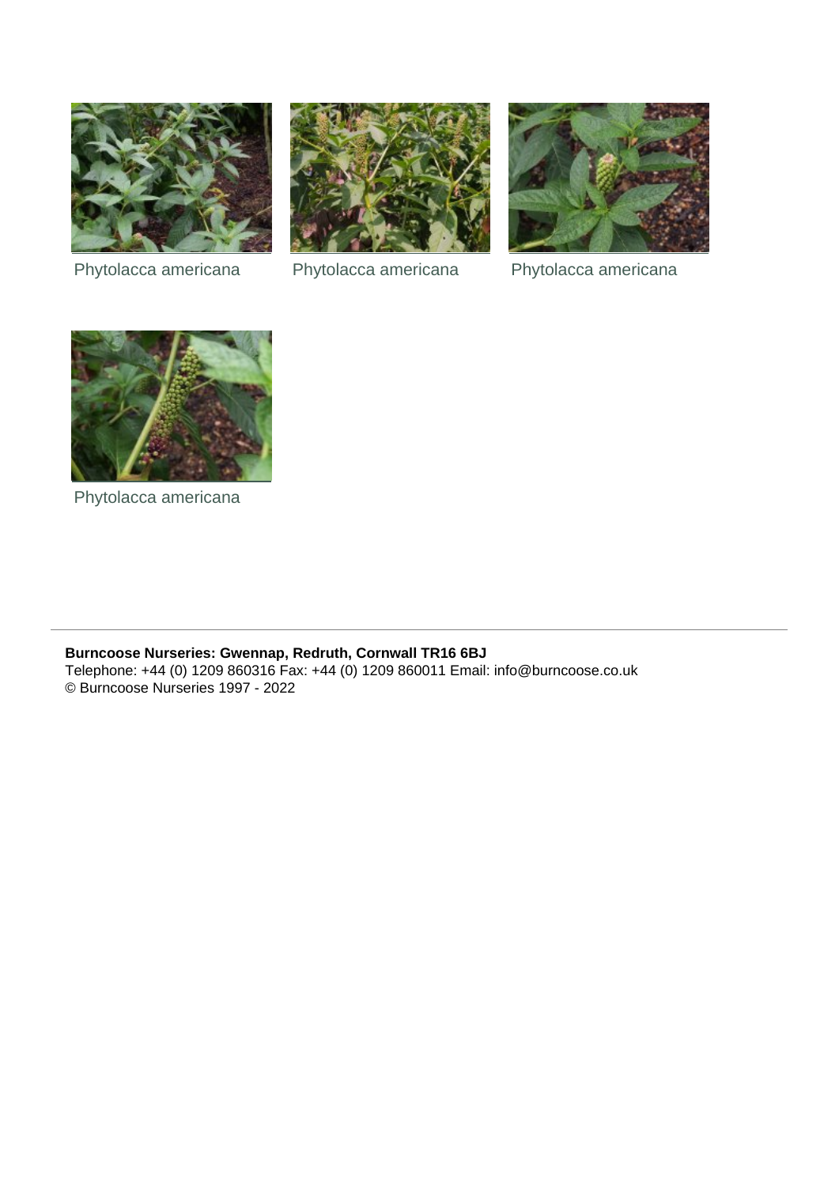Phytolacca americana

Phytolacca americana

Phytolacca americana

Phytolacca americana

**Burncoose Nurseries: Gwennap, Redruth, Cornwall TR16 6BJ**
Telephone: +44 (0) 1209 860316 Fax: +44 (0) 1209 860011 Email: info@burncoose.co.uk
© Burncoose Nurseries 1997 - 2022